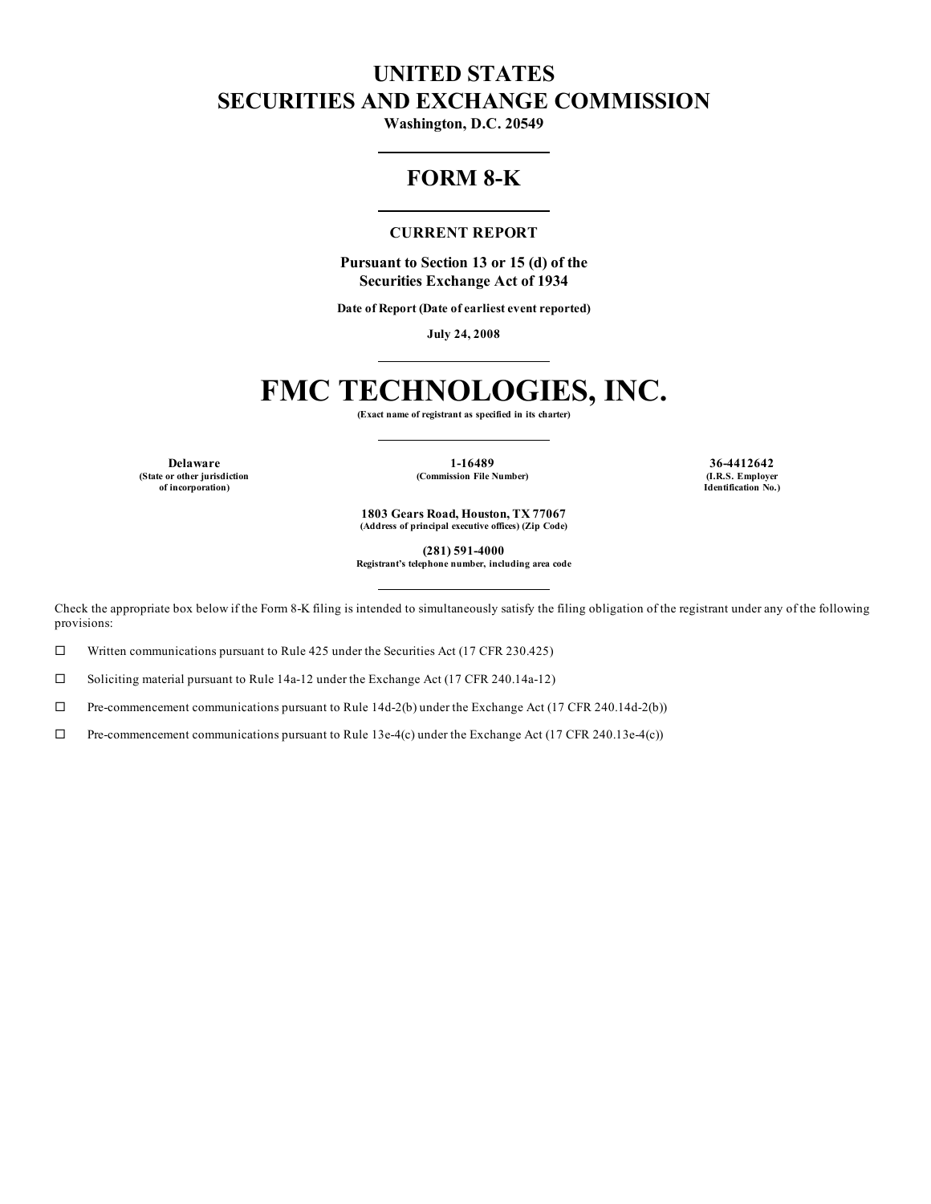# UNITED STATES
# SECURITIES AND EXCHANGE COMMISSION

**Washington, D.C. 20549**

## FORM 8-K

**CURRENT REPORT**

**Pursuant to Section 13 or 15 (d) of the Securities Exchange Act of 1934**

**Date of Report (Date of earliest event reported)**

**July 24, 2008**

# FMC TECHNOLOGIES, INC.

**(Exact name of registrant as specified in its charter)**

| **Delaware** | **1-16489** | **36-4412642** |
|---|---|---|
| **(State or other jurisdiction of incorporation)** | **(Commission File Number)** | **(I.R.S. Employer Identification No.)** |

**1803 Gears Road, Houston, TX 77067**
**(Address of principal executive offices) (Zip Code)**

**(281) 591-4000**
**Registrant's telephone number, including area code**

Check the appropriate box below if the Form 8-K filing is intended to simultaneously satisfy the filing obligation of the registrant under any of the following provisions:

☐ Written communications pursuant to Rule 425 under the Securities Act (17 CFR 230.425)

☐ Soliciting material pursuant to Rule 14a-12 under the Exchange Act (17 CFR 240.14a-12)

☐ Pre-commencement communications pursuant to Rule 14d-2(b) under the Exchange Act (17 CFR 240.14d-2(b))

☐ Pre-commencement communications pursuant to Rule 13e-4(c) under the Exchange Act (17 CFR 240.13e-4(c))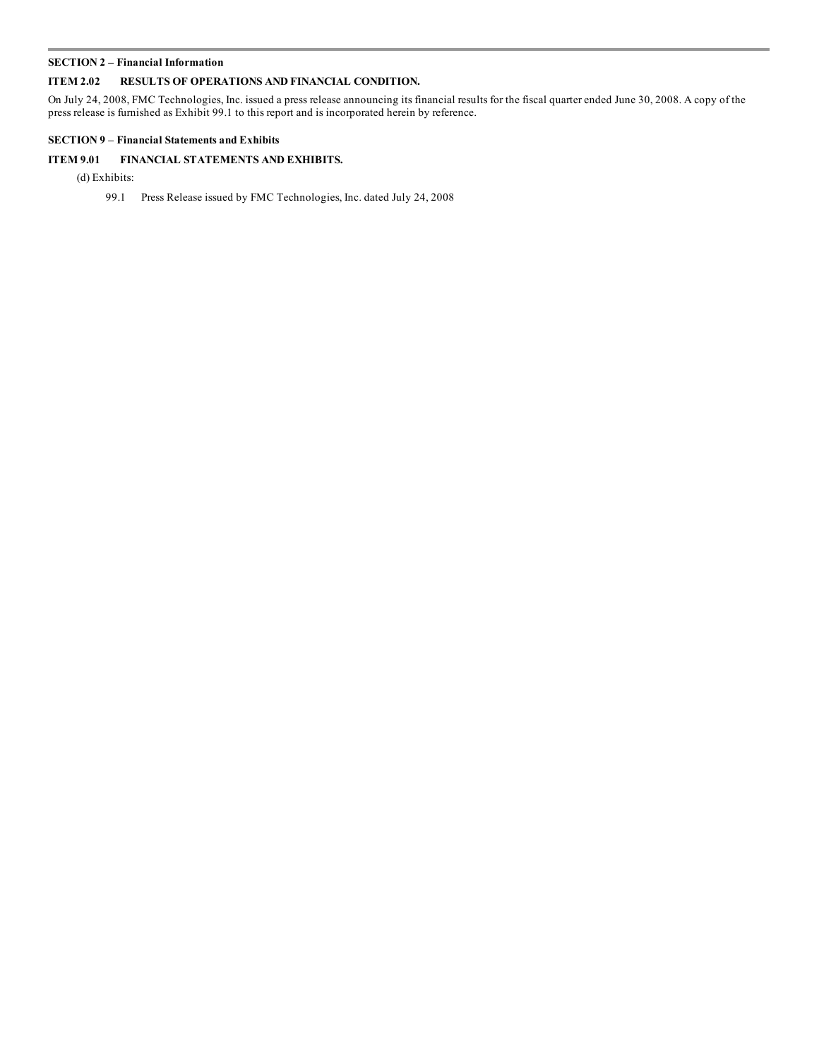**SECTION 2 – Financial Information**

**ITEM 2.02 RESULTS OF OPERATIONS AND FINANCIAL CONDITION.**

On July 24, 2008, FMC Technologies, Inc. issued a press release announcing its financial results for the fiscal quarter ended June 30, 2008. A copy of the press release is furnished as Exhibit 99.1 to this report and is incorporated herein by reference.

**SECTION 9 – Financial Statements and Exhibits**

**ITEM 9.01 FINANCIAL STATEMENTS AND EXHIBITS.**

(d) Exhibits:

99.1 Press Release issued by FMC Technologies, Inc. dated July 24, 2008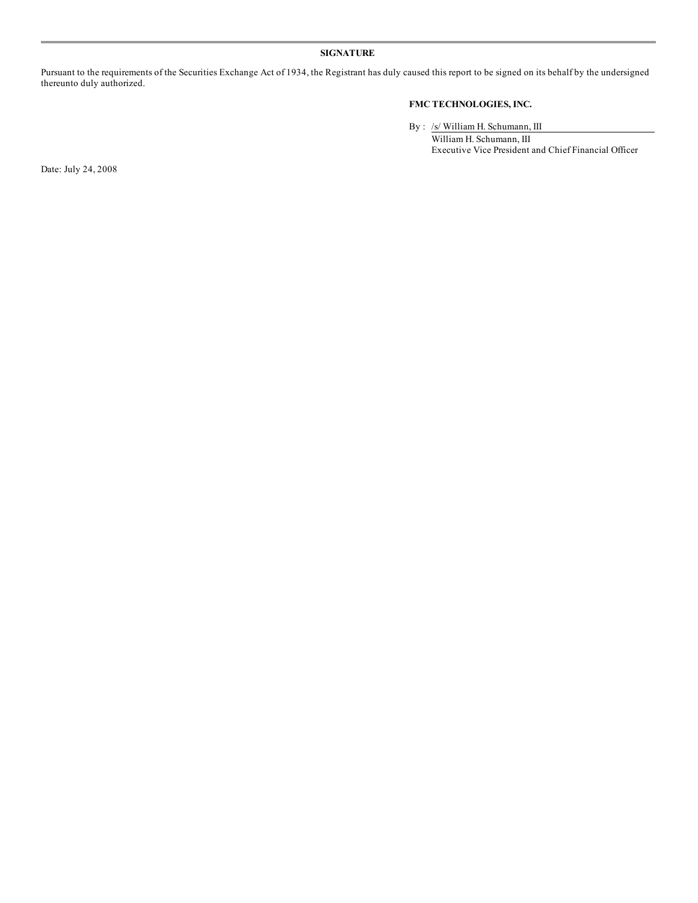**SIGNATURE**

Pursuant to the requirements of the Securities Exchange Act of 1934, the Registrant has duly caused this report to be signed on its behalf by the undersigned thereunto duly authorized.

**FMC TECHNOLOGIES, INC.**

By : /s/ William H. Schumann, III

William H. Schumann, III
Executive Vice President and Chief Financial Officer

Date: July 24, 2008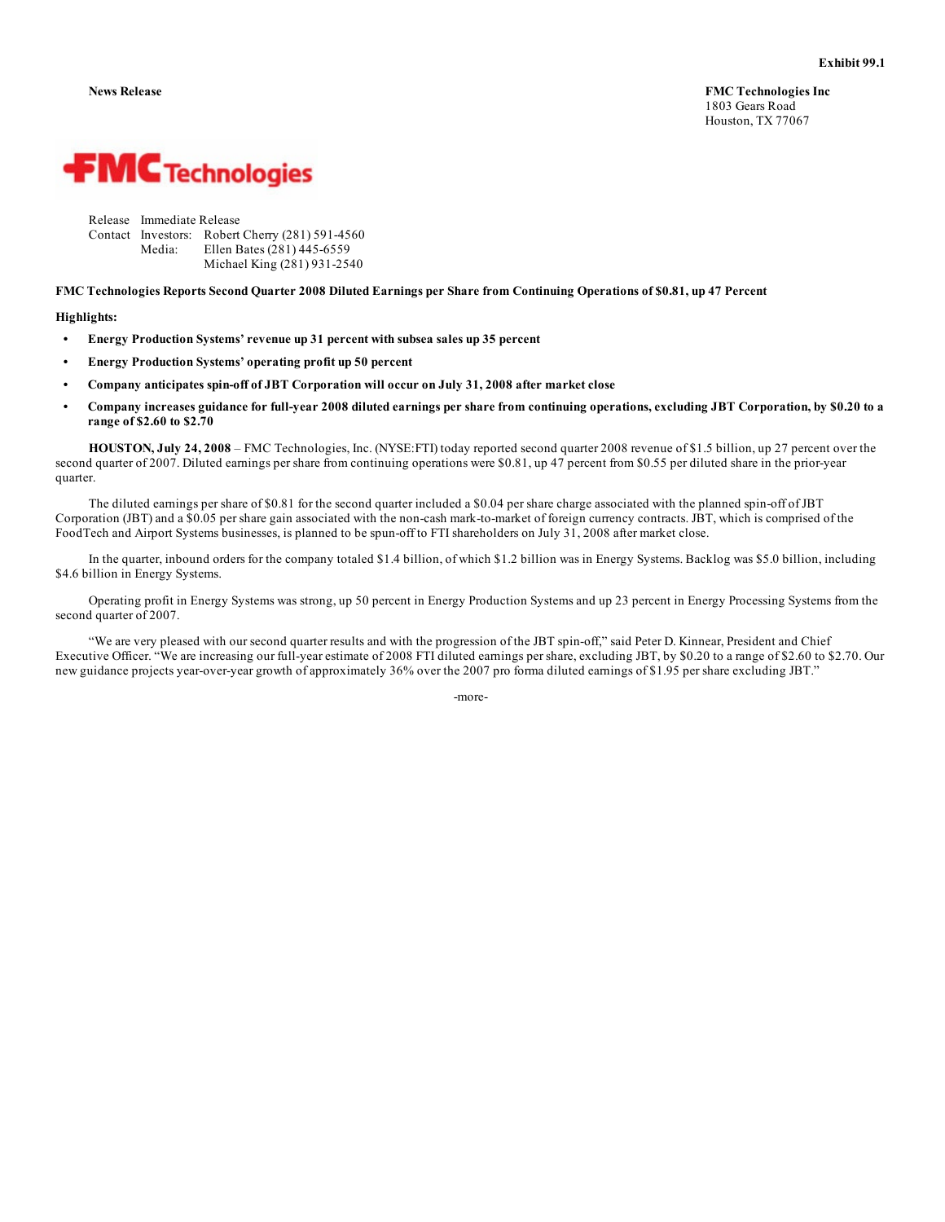Exhibit 99.1

**News Release**

**FMC Technologies Inc**
1803 Gears Road
Houston, TX 77067

FMC Technologies

| | | |
|---|---|---|
| Release | Immediate Release | |
| Contact | Investors: | Robert Cherry (281) 591-4560 |
| | Media: | Ellen Bates (281) 445-6559 |
| | | Michael King (281) 931-2540 |

**FMC Technologies Reports Second Quarter 2008 Diluted Earnings per Share from Continuing Operations of $0.81, up 47 Percent**

**Highlights:**

- **Energy Production Systems' revenue up 31 percent with subsea sales up 35 percent**
- **Energy Production Systems' operating profit up 50 percent**
- **Company anticipates spin-off of JBT Corporation will occur on July 31, 2008 after market close**
- **Company increases guidance for full-year 2008 diluted earnings per share from continuing operations, excluding JBT Corporation, by $0.20 to a range of $2.60 to $2.70**

**HOUSTON, July 24, 2008** – FMC Technologies, Inc. (NYSE:FTI) today reported second quarter 2008 revenue of $1.5 billion, up 27 percent over the second quarter of 2007. Diluted earnings per share from continuing operations were $0.81, up 47 percent from $0.55 per diluted share in the prior-year quarter.

The diluted earnings per share of $0.81 for the second quarter included a $0.04 per share charge associated with the planned spin-off of JBT Corporation (JBT) and a $0.05 per share gain associated with the non-cash mark-to-market of foreign currency contracts. JBT, which is comprised of the FoodTech and Airport Systems businesses, is planned to be spun-off to FTI shareholders on July 31, 2008 after market close.

In the quarter, inbound orders for the company totaled $1.4 billion, of which $1.2 billion was in Energy Systems. Backlog was $5.0 billion, including $4.6 billion in Energy Systems.

Operating profit in Energy Systems was strong, up 50 percent in Energy Production Systems and up 23 percent in Energy Processing Systems from the second quarter of 2007.

"We are very pleased with our second quarter results and with the progression of the JBT spin-off," said Peter D. Kinnear, President and Chief Executive Officer. "We are increasing our full-year estimate of 2008 FTI diluted earnings per share, excluding JBT, by $0.20 to a range of $2.60 to $2.70. Our new guidance projects year-over-year growth of approximately 36% over the 2007 pro forma diluted earnings of $1.95 per share excluding JBT."

-more-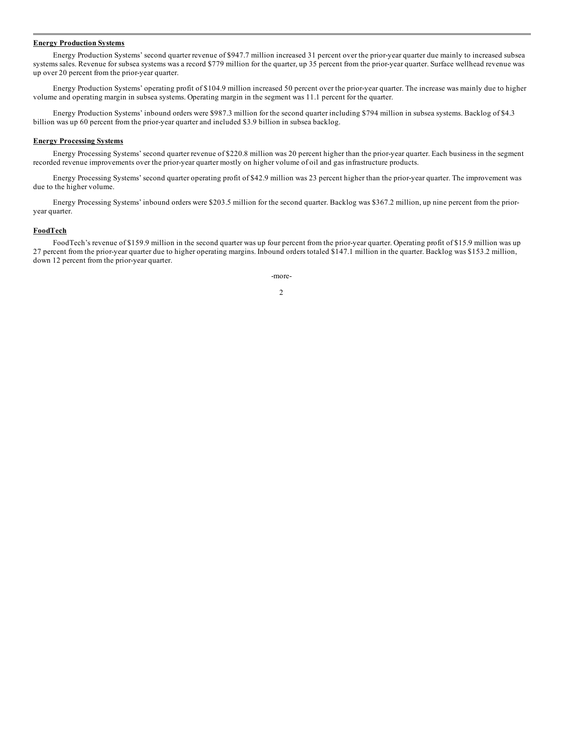**Energy Production Systems**

Energy Production Systems' second quarter revenue of $947.7 million increased 31 percent over the prior-year quarter due mainly to increased subsea systems sales. Revenue for subsea systems was a record $779 million for the quarter, up 35 percent from the prior-year quarter. Surface wellhead revenue was up over 20 percent from the prior-year quarter.

Energy Production Systems' operating profit of $104.9 million increased 50 percent over the prior-year quarter. The increase was mainly due to higher volume and operating margin in subsea systems. Operating margin in the segment was 11.1 percent for the quarter.

Energy Production Systems' inbound orders were $987.3 million for the second quarter including $794 million in subsea systems. Backlog of $4.3 billion was up 60 percent from the prior-year quarter and included $3.9 billion in subsea backlog.

**Energy Processing Systems**

Energy Processing Systems' second quarter revenue of $220.8 million was 20 percent higher than the prior-year quarter. Each business in the segment recorded revenue improvements over the prior-year quarter mostly on higher volume of oil and gas infrastructure products.

Energy Processing Systems' second quarter operating profit of $42.9 million was 23 percent higher than the prior-year quarter. The improvement was due to the higher volume.

Energy Processing Systems' inbound orders were $203.5 million for the second quarter. Backlog was $367.2 million, up nine percent from the prior-year quarter.

**FoodTech**

FoodTech's revenue of $159.9 million in the second quarter was up four percent from the prior-year quarter. Operating profit of $15.9 million was up 27 percent from the prior-year quarter due to higher operating margins. Inbound orders totaled $147.1 million in the quarter. Backlog was $153.2 million, down 12 percent from the prior-year quarter.

-more-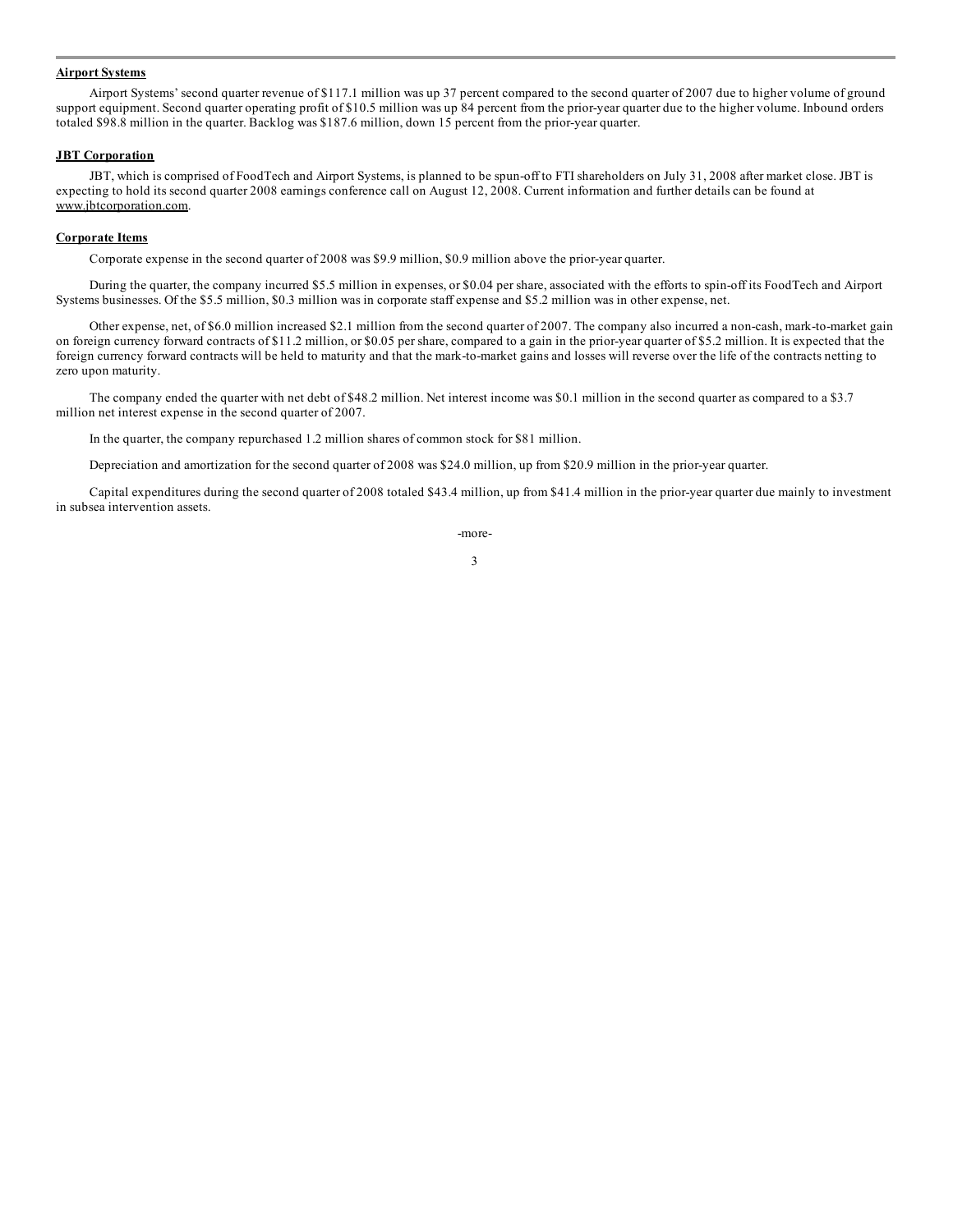## Airport Systems

Airport Systems' second quarter revenue of $117.1 million was up 37 percent compared to the second quarter of 2007 due to higher volume of ground support equipment. Second quarter operating profit of $10.5 million was up 84 percent from the prior-year quarter due to the higher volume. Inbound orders totaled $98.8 million in the quarter. Backlog was $187.6 million, down 15 percent from the prior-year quarter.

## JBT Corporation

JBT, which is comprised of FoodTech and Airport Systems, is planned to be spun-off to FTI shareholders on July 31, 2008 after market close. JBT is expecting to hold its second quarter 2008 earnings conference call on August 12, 2008. Current information and further details can be found at www.jbtcorporation.com.

## Corporate Items

Corporate expense in the second quarter of 2008 was $9.9 million, $0.9 million above the prior-year quarter.

During the quarter, the company incurred $5.5 million in expenses, or $0.04 per share, associated with the efforts to spin-off its FoodTech and Airport Systems businesses. Of the $5.5 million, $0.3 million was in corporate staff expense and $5.2 million was in other expense, net.

Other expense, net, of $6.0 million increased $2.1 million from the second quarter of 2007. The company also incurred a non-cash, mark-to-market gain on foreign currency forward contracts of $11.2 million, or $0.05 per share, compared to a gain in the prior-year quarter of $5.2 million. It is expected that the foreign currency forward contracts will be held to maturity and that the mark-to-market gains and losses will reverse over the life of the contracts netting to zero upon maturity.

The company ended the quarter with net debt of $48.2 million. Net interest income was $0.1 million in the second quarter as compared to a $3.7 million net interest expense in the second quarter of 2007.

In the quarter, the company repurchased 1.2 million shares of common stock for $81 million.

Depreciation and amortization for the second quarter of 2008 was $24.0 million, up from $20.9 million in the prior-year quarter.

Capital expenditures during the second quarter of 2008 totaled $43.4 million, up from $41.4 million in the prior-year quarter due mainly to investment in subsea intervention assets.

-more-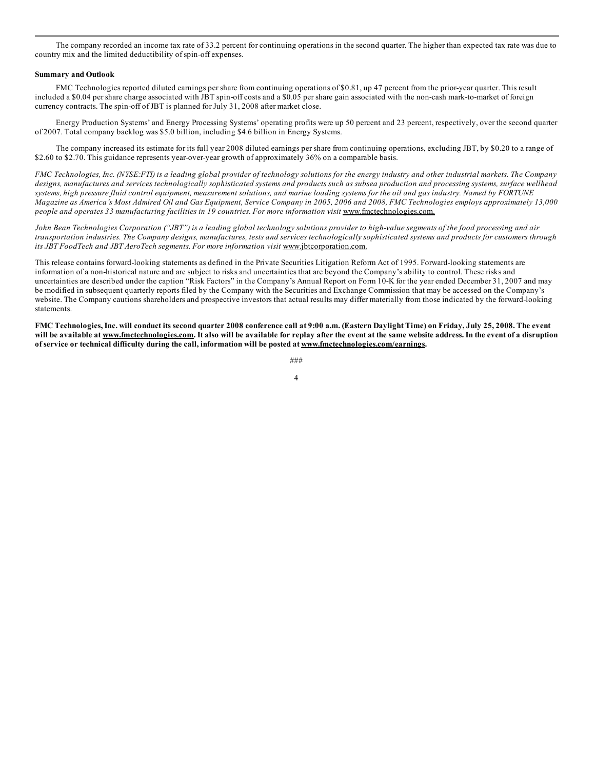The company recorded an income tax rate of 33.2 percent for continuing operations in the second quarter. The higher than expected tax rate was due to country mix and the limited deductibility of spin-off expenses.

**Summary and Outlook**

FMC Technologies reported diluted earnings per share from continuing operations of $0.81, up 47 percent from the prior-year quarter. This result included a $0.04 per share charge associated with JBT spin-off costs and a $0.05 per share gain associated with the non-cash mark-to-market of foreign currency contracts. The spin-off of JBT is planned for July 31, 2008 after market close.

Energy Production Systems' and Energy Processing Systems' operating profits were up 50 percent and 23 percent, respectively, over the second quarter of 2007. Total company backlog was $5.0 billion, including $4.6 billion in Energy Systems.

The company increased its estimate for its full year 2008 diluted earnings per share from continuing operations, excluding JBT, by $0.20 to a range of $2.60 to $2.70. This guidance represents year-over-year growth of approximately 36% on a comparable basis.

*FMC Technologies, Inc. (NYSE:FTI) is a leading global provider of technology solutions for the energy industry and other industrial markets. The Company designs, manufactures and services technologically sophisticated systems and products such as subsea production and processing systems, surface wellhead systems, high pressure fluid control equipment, measurement solutions, and marine loading systems for the oil and gas industry. Named by FORTUNE Magazine as America's Most Admired Oil and Gas Equipment, Service Company in 2005, 2006 and 2008, FMC Technologies employs approximately 13,000 people and operates 33 manufacturing facilities in 19 countries. For more information visit* www.fmctechnologies.com.

*John Bean Technologies Corporation ("JBT") is a leading global technology solutions provider to high-value segments of the food processing and air transportation industries. The Company designs, manufactures, tests and services technologically sophisticated systems and products for customers through its JBT FoodTech and JBT AeroTech segments. For more information visit* www.jbtcorporation.com.

This release contains forward-looking statements as defined in the Private Securities Litigation Reform Act of 1995. Forward-looking statements are information of a non-historical nature and are subject to risks and uncertainties that are beyond the Company's ability to control. These risks and uncertainties are described under the caption "Risk Factors" in the Company's Annual Report on Form 10-K for the year ended December 31, 2007 and may be modified in subsequent quarterly reports filed by the Company with the Securities and Exchange Commission that may be accessed on the Company's website. The Company cautions shareholders and prospective investors that actual results may differ materially from those indicated by the forward-looking statements.

**FMC Technologies, Inc. will conduct its second quarter 2008 conference call at 9:00 a.m. (Eastern Daylight Time) on Friday, July 25, 2008. The event will be available at www.fmctechnologies.com. It also will be available for replay after the event at the same website address. In the event of a disruption of service or technical difficulty during the call, information will be posted at www.fmctechnologies.com/earnings.**

###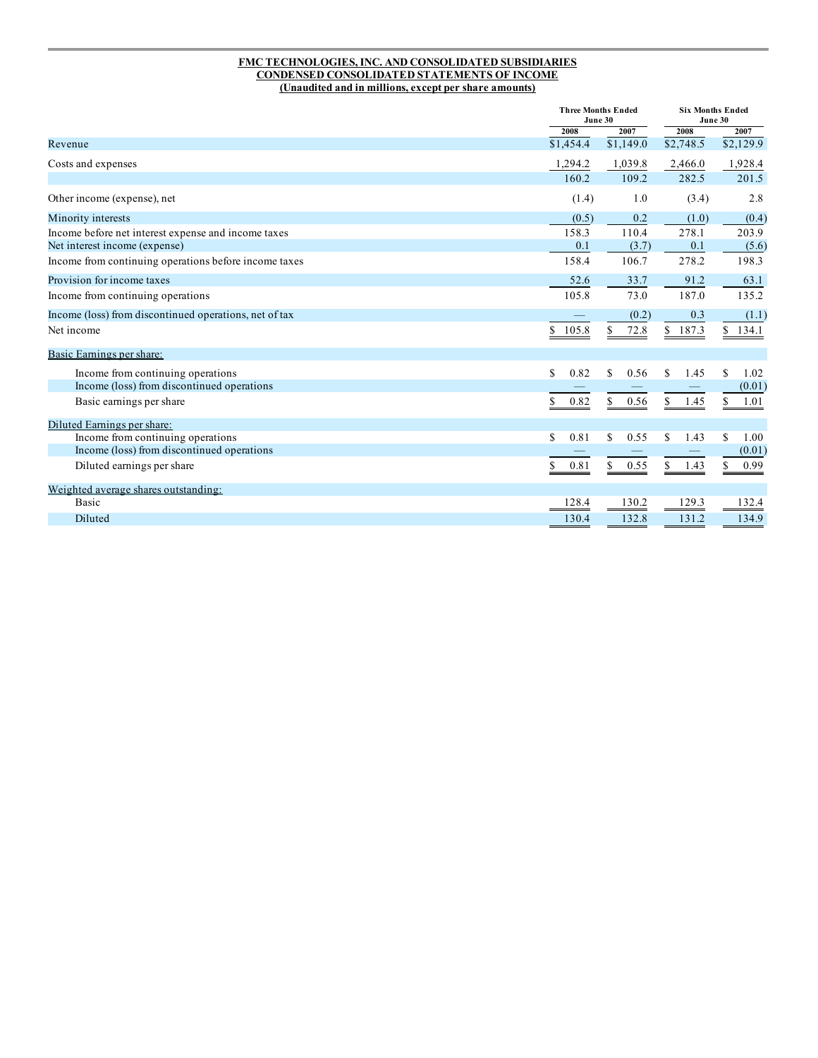**FMC TECHNOLOGIES, INC. AND CONSOLIDATED SUBSIDIARIES**
**CONDENSED CONSOLIDATED STATEMENTS OF INCOME**
**(Unaudited and in millions, except per share amounts)**

| | Three Months Ended June 30 | | Six Months Ended June 30 | |
|---|---|---|---|---|
| | 2008 | 2007 | 2008 | 2007 |
| Revenue | $1,454.4 | $1,149.0 | $2,748.5 | $2,129.9 |
| Costs and expenses | 1,294.2 | 1,039.8 | 2,466.0 | 1,928.4 |
| | 160.2 | 109.2 | 282.5 | 201.5 |
| Other income (expense), net | (1.4) | 1.0 | (3.4) | 2.8 |
| Minority interests | (0.5) | 0.2 | (1.0) | (0.4) |
| Income before net interest expense and income taxes | 158.3 | 110.4 | 278.1 | 203.9 |
| Net interest income (expense) | 0.1 | (3.7) | 0.1 | (5.6) |
| Income from continuing operations before income taxes | 158.4 | 106.7 | 278.2 | 198.3 |
| Provision for income taxes | 52.6 | 33.7 | 91.2 | 63.1 |
| Income from continuing operations | 105.8 | 73.0 | 187.0 | 135.2 |
| Income (loss) from discontinued operations, net of tax | — | (0.2) | 0.3 | (1.1) |
| Net income | $ 105.8 | $ 72.8 | $ 187.3 | $ 134.1 |
| Basic Earnings per share: | | | | |
| Income from continuing operations | $ 0.82 | $ 0.56 | $ 1.45 | $ 1.02 |
| Income (loss) from discontinued operations | — | — | — | (0.01) |
| Basic earnings per share | $ 0.82 | $ 0.56 | $ 1.45 | $ 1.01 |
| Diluted Earnings per share: | | | | |
| Income from continuing operations | $ 0.81 | $ 0.55 | $ 1.43 | $ 1.00 |
| Income (loss) from discontinued operations | — | — | — | (0.01) |
| Diluted earnings per share | $ 0.81 | $ 0.55 | $ 1.43 | $ 0.99 |
| Weighted average shares outstanding: | | | | |
| Basic | 128.4 | 130.2 | 129.3 | 132.4 |
| Diluted | 130.4 | 132.8 | 131.2 | 134.9 |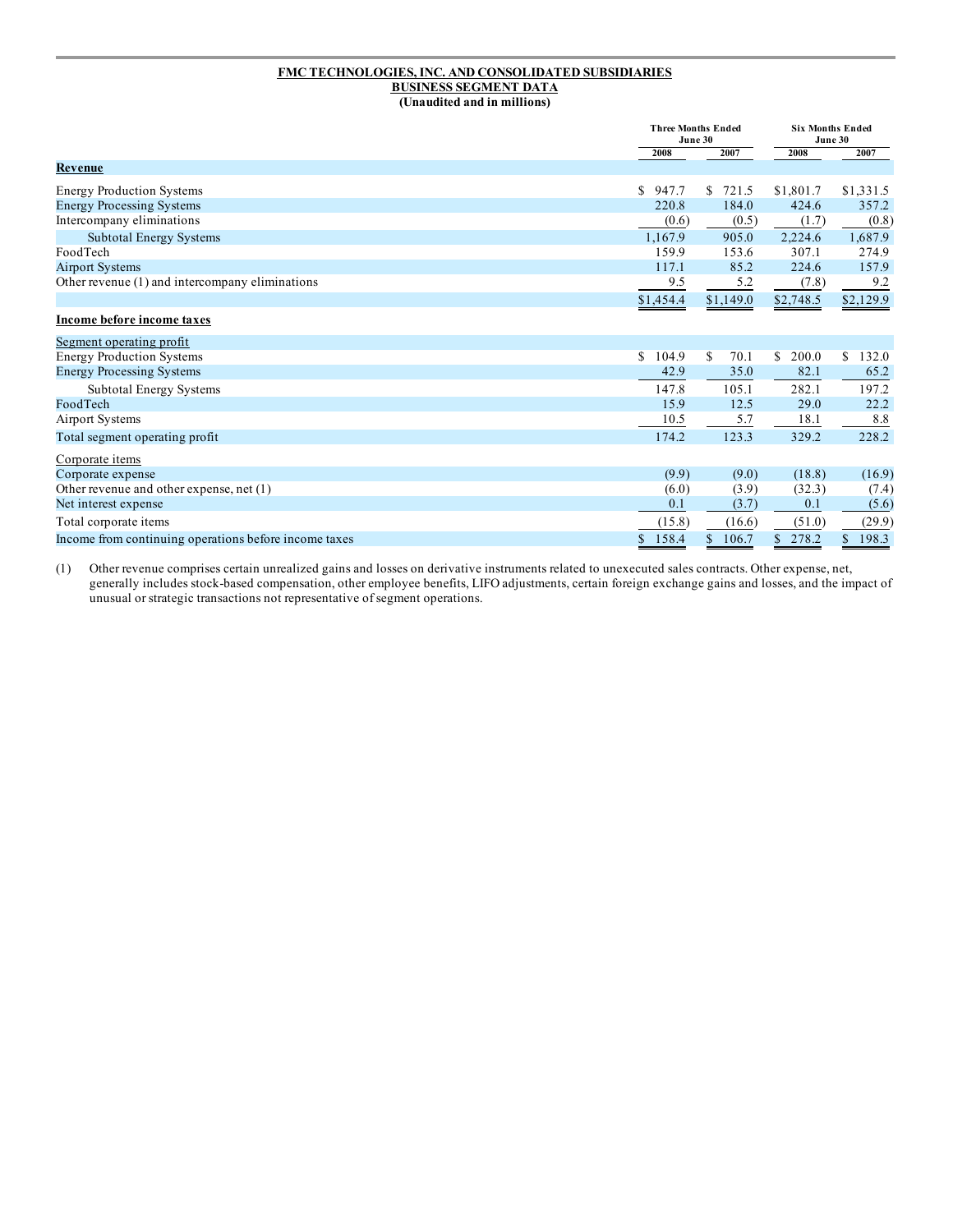**FMC TECHNOLOGIES, INC. AND CONSOLIDATED SUBSIDIARIES**
**BUSINESS SEGMENT DATA**
**(Unaudited and in millions)**

| | Three Months Ended June 30 | | Six Months Ended June 30 | |
|---|---|---|---|---|
| | 2008 | 2007 | 2008 | 2007 |
| **Revenue** | | | | |
| Energy Production Systems | $ 947.7 | $ 721.5 | $1,801.7 | $1,331.5 |
| Energy Processing Systems | 220.8 | 184.0 | 424.6 | 357.2 |
| Intercompany eliminations | (0.6) | (0.5) | (1.7) | (0.8) |
| Subtotal Energy Systems | 1,167.9 | 905.0 | 2,224.6 | 1,687.9 |
| FoodTech | 159.9 | 153.6 | 307.1 | 274.9 |
| Airport Systems | 117.1 | 85.2 | 224.6 | 157.9 |
| Other revenue (1) and intercompany eliminations | 9.5 | 5.2 | (7.8) | 9.2 |
| | $1,454.4 | $1,149.0 | $2,748.5 | $2,129.9 |
| **Income before income taxes** | | | | |
| Segment operating profit | | | | |
| Energy Production Systems | $ 104.9 | $ 70.1 | $ 200.0 | $ 132.0 |
| Energy Processing Systems | 42.9 | 35.0 | 82.1 | 65.2 |
| Subtotal Energy Systems | 147.8 | 105.1 | 282.1 | 197.2 |
| FoodTech | 15.9 | 12.5 | 29.0 | 22.2 |
| Airport Systems | 10.5 | 5.7 | 18.1 | 8.8 |
| Total segment operating profit | 174.2 | 123.3 | 329.2 | 228.2 |
| Corporate items | | | | |
| Corporate expense | (9.9) | (9.0) | (18.8) | (16.9) |
| Other revenue and other expense, net (1) | (6.0) | (3.9) | (32.3) | (7.4) |
| Net interest expense | 0.1 | (3.7) | 0.1 | (5.6) |
| Total corporate items | (15.8) | (16.6) | (51.0) | (29.9) |
| Income from continuing operations before income taxes | $ 158.4 | $ 106.7 | $ 278.2 | $ 198.3 |

(1) Other revenue comprises certain unrealized gains and losses on derivative instruments related to unexecuted sales contracts. Other expense, net, generally includes stock-based compensation, other employee benefits, LIFO adjustments, certain foreign exchange gains and losses, and the impact of unusual or strategic transactions not representative of segment operations.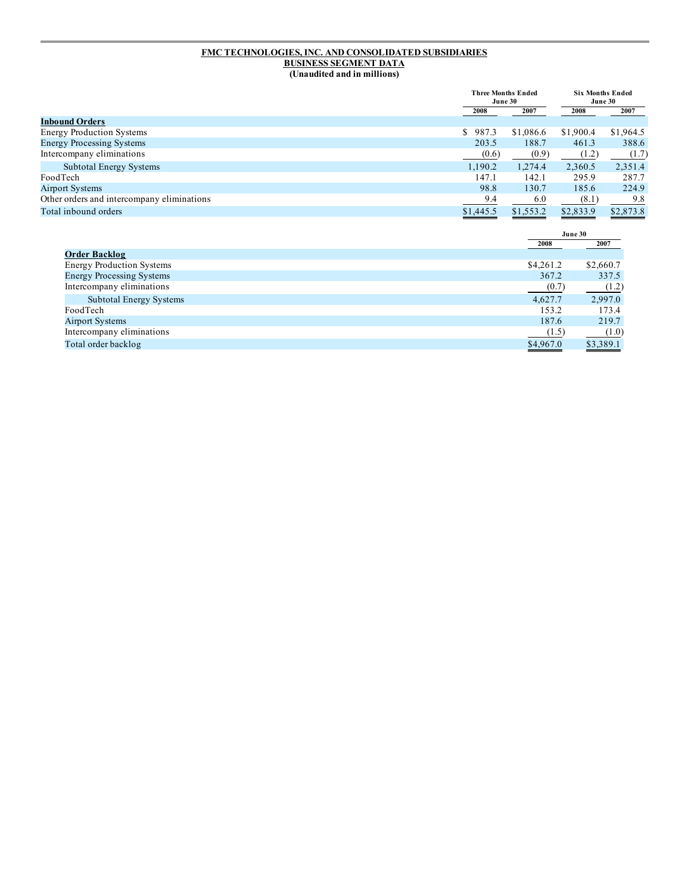**FMC TECHNOLOGIES, INC. AND CONSOLIDATED SUBSIDIARIES**
**BUSINESS SEGMENT DATA**
**(Unaudited and in millions)**

| | Three Months Ended June 30 | | Six Months Ended June 30 | |
|---|---|---|---|---|
| | 2008 | 2007 | 2008 | 2007 |
| **Inbound Orders** | | | | |
| Energy Production Systems | $ 987.3 | $1,086.6 | $1,900.4 | $1,964.5 |
| Energy Processing Systems | 203.5 | 188.7 | 461.3 | 388.6 |
| Intercompany eliminations | (0.6) | (0.9) | (1.2) | (1.7) |
| Subtotal Energy Systems | 1,190.2 | 1,274.4 | 2,360.5 | 2,351.4 |
| FoodTech | 147.1 | 142.1 | 295.9 | 287.7 |
| Airport Systems | 98.8 | 130.7 | 185.6 | 224.9 |
| Other orders and intercompany eliminations | 9.4 | 6.0 | (8.1) | 9.8 |
| Total inbound orders | $1,445.5 | $1,553.2 | $2,833.9 | $2,873.8 |

| | June 30 | |
|---|---|---|
| | 2008 | 2007 |
| **Order Backlog** | | |
| Energy Production Systems | $4,261.2 | $2,660.7 |
| Energy Processing Systems | 367.2 | 337.5 |
| Intercompany eliminations | (0.7) | (1.2) |
| Subtotal Energy Systems | 4,627.7 | 2,997.0 |
| FoodTech | 153.2 | 173.4 |
| Airport Systems | 187.6 | 219.7 |
| Intercompany eliminations | (1.5) | (1.0) |
| Total order backlog | $4,967.0 | $3,389.1 |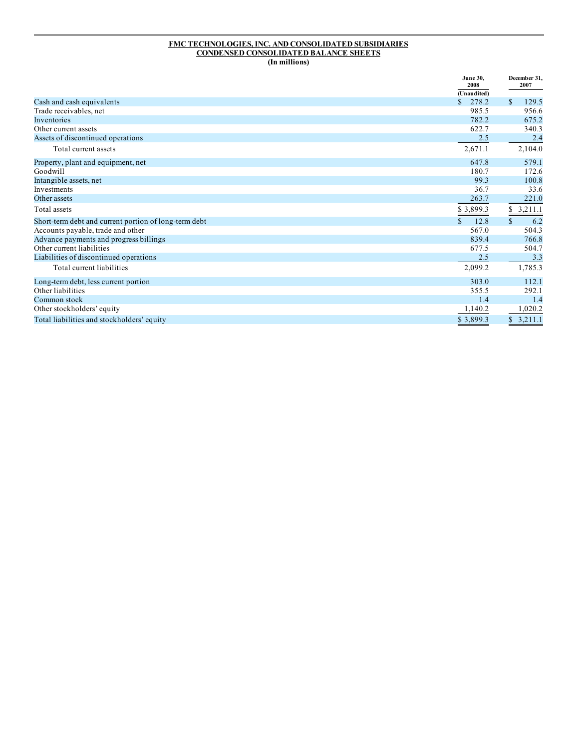**FMC TECHNOLOGIES, INC. AND CONSOLIDATED SUBSIDIARIES**
**CONDENSED CONSOLIDATED BALANCE SHEETS**
**(In millions)**

| | June 30, 2008 (Unaudited) | December 31, 2007 |
|---|---|---|
| Cash and cash equivalents | $ 278.2 | $ 129.5 |
| Trade receivables, net | 985.5 | 956.6 |
| Inventories | 782.2 | 675.2 |
| Other current assets | 622.7 | 340.3 |
| Assets of discontinued operations | 2.5 | 2.4 |
| Total current assets | 2,671.1 | 2,104.0 |
| Property, plant and equipment, net | 647.8 | 579.1 |
| Goodwill | 180.7 | 172.6 |
| Intangible assets, net | 99.3 | 100.8 |
| Investments | 36.7 | 33.6 |
| Other assets | 263.7 | 221.0 |
| Total assets | $ 3,899.3 | $ 3,211.1 |
| Short-term debt and current portion of long-term debt | $ 12.8 | $ 6.2 |
| Accounts payable, trade and other | 567.0 | 504.3 |
| Advance payments and progress billings | 839.4 | 766.8 |
| Other current liabilities | 677.5 | 504.7 |
| Liabilities of discontinued operations | 2.5 | 3.3 |
| Total current liabilities | 2,099.2 | 1,785.3 |
| Long-term debt, less current portion | 303.0 | 112.1 |
| Other liabilities | 355.5 | 292.1 |
| Common stock | 1.4 | 1.4 |
| Other stockholders' equity | 1,140.2 | 1,020.2 |
| Total liabilities and stockholders' equity | $ 3,899.3 | $ 3,211.1 |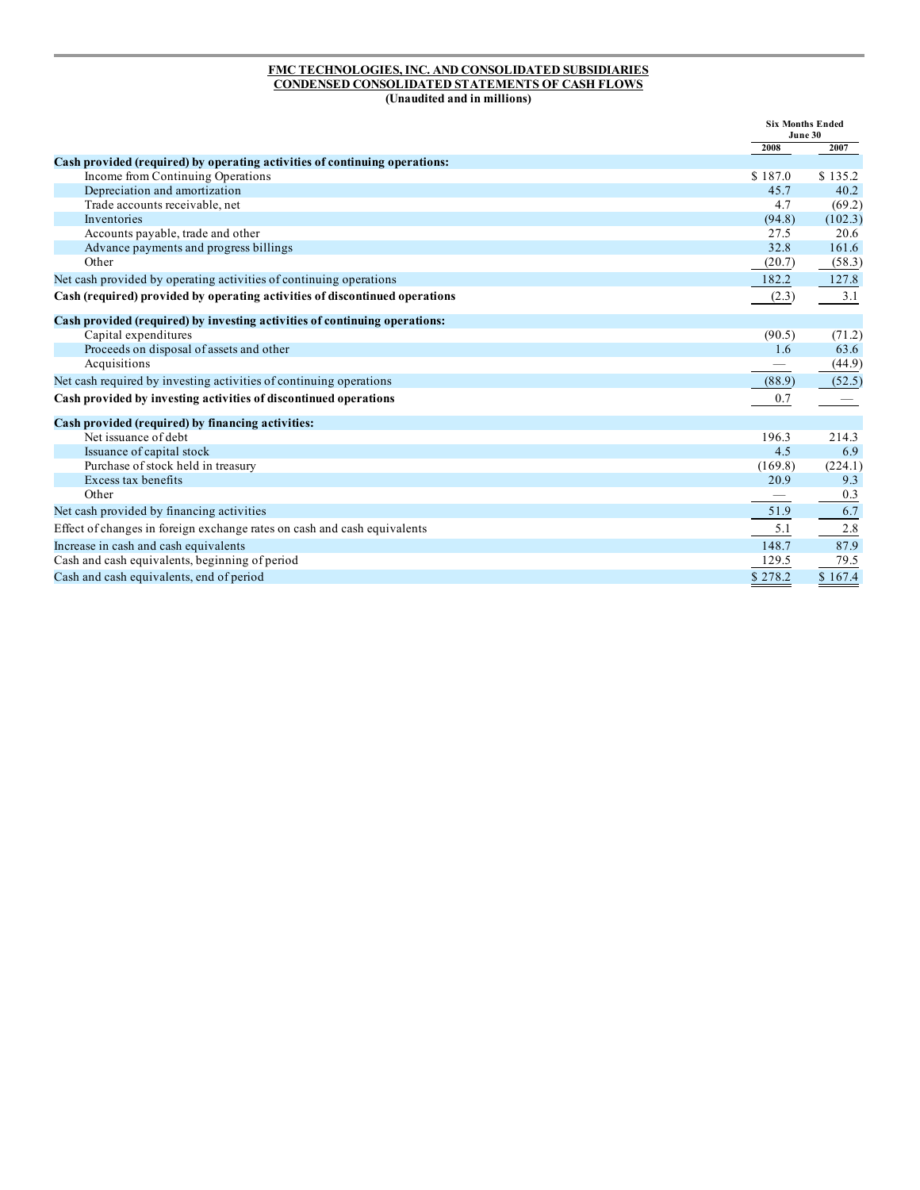**FMC TECHNOLOGIES, INC. AND CONSOLIDATED SUBSIDIARIES**
**CONDENSED CONSOLIDATED STATEMENTS OF CASH FLOWS**
**(Unaudited and in millions)**

| | Six Months Ended June 30 | |
|---|---|---|
| | 2008 | 2007 |
| **Cash provided (required) by operating activities of continuing operations:** | | |
| Income from Continuing Operations | $ 187.0 | $ 135.2 |
| Depreciation and amortization | 45.7 | 40.2 |
| Trade accounts receivable, net | 4.7 | (69.2) |
| Inventories | (94.8) | (102.3) |
| Accounts payable, trade and other | 27.5 | 20.6 |
| Advance payments and progress billings | 32.8 | 161.6 |
| Other | (20.7) | (58.3) |
| Net cash provided by operating activities of continuing operations | 182.2 | 127.8 |
| **Cash (required) provided by operating activities of discontinued operations** | (2.3) | 3.1 |
| **Cash provided (required) by investing activities of continuing operations:** | | |
| Capital expenditures | (90.5) | (71.2) |
| Proceeds on disposal of assets and other | 1.6 | 63.6 |
| Acquisitions | — | (44.9) |
| Net cash required by investing activities of continuing operations | (88.9) | (52.5) |
| **Cash provided by investing activities of discontinued operations** | 0.7 | — |
| **Cash provided (required) by financing activities:** | | |
| Net issuance of debt | 196.3 | 214.3 |
| Issuance of capital stock | 4.5 | 6.9 |
| Purchase of stock held in treasury | (169.8) | (224.1) |
| Excess tax benefits | 20.9 | 9.3 |
| Other | — | 0.3 |
| Net cash provided by financing activities | 51.9 | 6.7 |
| Effect of changes in foreign exchange rates on cash and cash equivalents | 5.1 | 2.8 |
| Increase in cash and cash equivalents | 148.7 | 87.9 |
| Cash and cash equivalents, beginning of period | 129.5 | 79.5 |
| Cash and cash equivalents, end of period | $ 278.2 | $ 167.4 |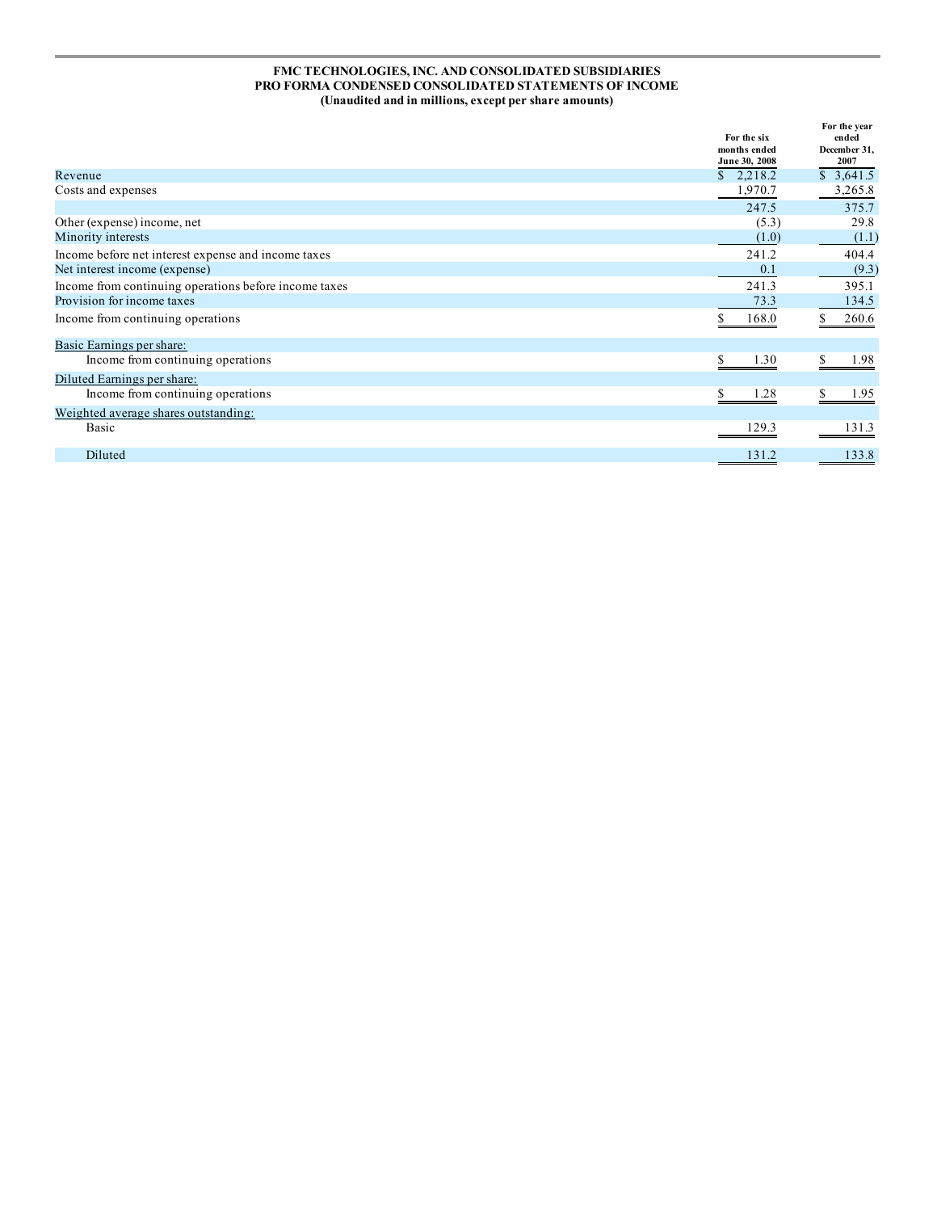# FMC TECHNOLOGIES, INC. AND CONSOLIDATED SUBSIDIARIES
## PRO FORMA CONDENSED CONSOLIDATED STATEMENTS OF INCOME
### (Unaudited and in millions, except per share amounts)

| | For the six months ended June 30, 2008 | For the year ended December 31, 2007 |
|---|---|---|
| Revenue | $ 2,218.2 | $ 3,641.5 |
| Costs and expenses | 1,970.7 | 3,265.8 |
| | 247.5 | 375.7 |
| Other (expense) income, net | (5.3) | 29.8 |
| Minority interests | (1.0) | (1.1) |
| Income before net interest expense and income taxes | 241.2 | 404.4 |
| Net interest income (expense) | 0.1 | (9.3) |
| Income from continuing operations before income taxes | 241.3 | 395.1 |
| Provision for income taxes | 73.3 | 134.5 |
| Income from continuing operations | $ 168.0 | $ 260.6 |
| Basic Earnings per share: | | |
| Income from continuing operations | $ 1.30 | $ 1.98 |
| Diluted Earnings per share: | | |
| Income from continuing operations | $ 1.28 | $ 1.95 |
| Weighted average shares outstanding: | | |
| Basic | 129.3 | 131.3 |
| Diluted | 131.2 | 133.8 |